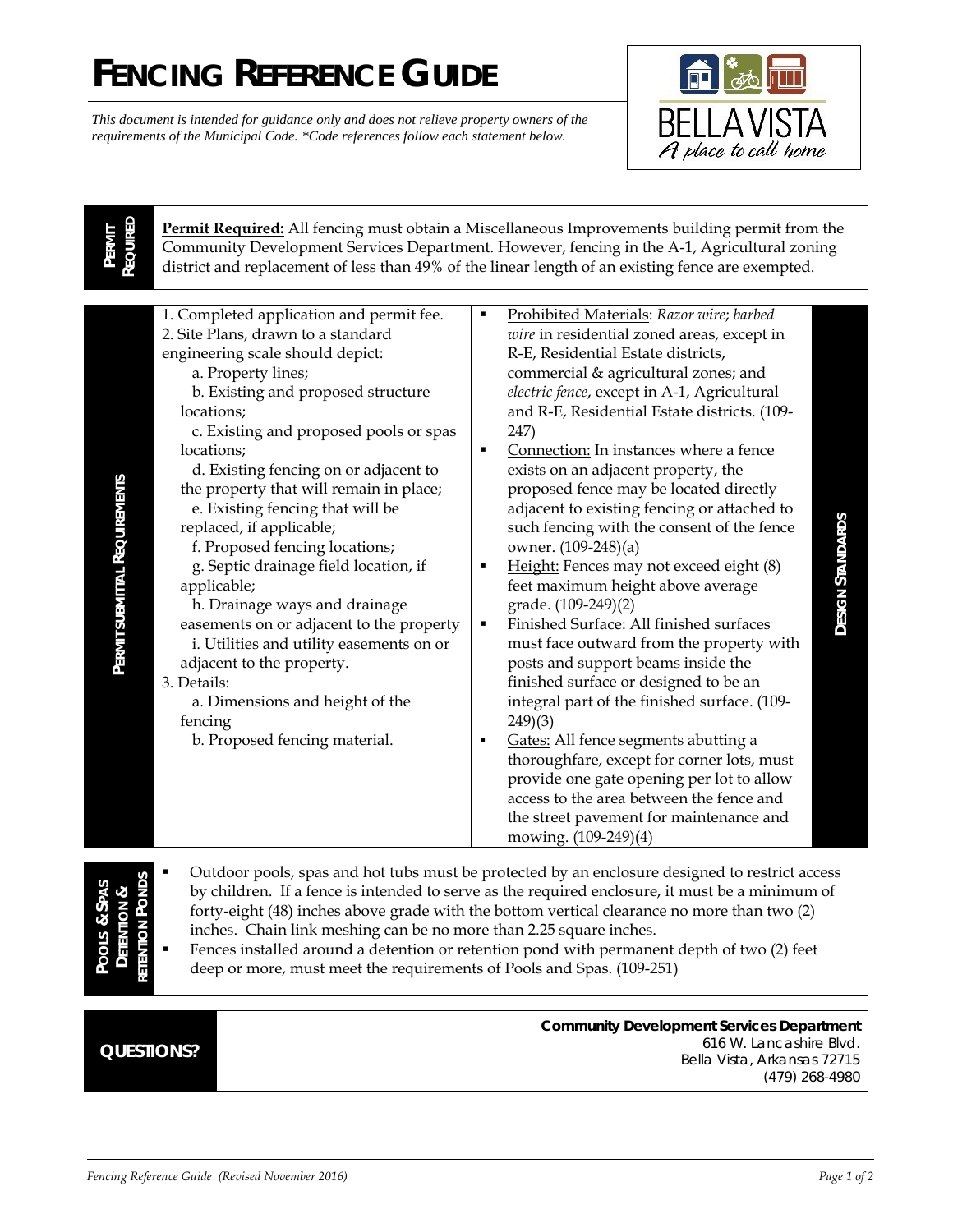# FENCING REFERENCE GUIDE

*This document is intended for guidance only and does not relieve property owners of the requirements of the Municipal Code. \*Code references follow each statement below.*

BELLA VISTA
*A place to call home*

## PERMIT REQUIRED

**Permit Required:** All fencing must obtain a Miscellaneous Improvements building permit from the Community Development Services Department. However, fencing in the A-1, Agricultural zoning district and replacement of less than 49% of the linear length of an existing fence are exempted.

## PERMIT SUBMITTAL REQUIREMENTS

1. Completed application and permit fee.
2. Site Plans, drawn to a standard engineering scale should depict:
   a. Property lines;
   b. Existing and proposed structure locations;
   c. Existing and proposed pools or spas locations;
   d. Existing fencing on or adjacent to the property that will remain in place;
   e. Existing fencing that will be replaced, if applicable;
   f. Proposed fencing locations;
   g. Septic drainage field location, if applicable;
   h. Drainage ways and drainage easements on or adjacent to the property
   i. Utilities and utility easements on or adjacent to the property.
3. Details:
   a. Dimensions and height of the fencing
   b. Proposed fencing material.

## DESIGN STANDARDS

- Prohibited Materials: *Razor wire*; *barbed wire* in residential zoned areas, except in R-E, Residential Estate districts, commercial & agricultural zones; and *electric fence*, except in A-1, Agricultural and R-E, Residential Estate districts. (109-247)
- Connection: In instances where a fence exists on an adjacent property, the proposed fence may be located directly adjacent to existing fencing or attached to such fencing with the consent of the fence owner. (109-248)(a)
- Height: Fences may not exceed eight (8) feet maximum height above average grade. (109-249)(2)
- Finished Surface: All finished surfaces must face outward from the property with posts and support beams inside the finished surface or designed to be an integral part of the finished surface. (109-249)(3)
- Gates: All fence segments abutting a thoroughfare, except for corner lots, must provide one gate opening per lot to allow access to the area between the fence and the street pavement for maintenance and mowing. (109-249)(4)

## POOLS & SPAS DETENTION & RETENTION PONDS

- Outdoor pools, spas and hot tubs must be protected by an enclosure designed to restrict access by children. If a fence is intended to serve as the required enclosure, it must be a minimum of forty-eight (48) inches above grade with the bottom vertical clearance no more than two (2) inches. Chain link meshing can be no more than 2.25 square inches.
- Fences installed around a detention or retention pond with permanent depth of two (2) feet deep or more, must meet the requirements of Pools and Spas. (109-251)

## QUESTIONS?

**Community Development Services Department**
616 W. Lancashire Blvd.
Bella Vista, Arkansas 72715
(479) 268-4980

*Fencing Reference Guide (Revised November 2016)*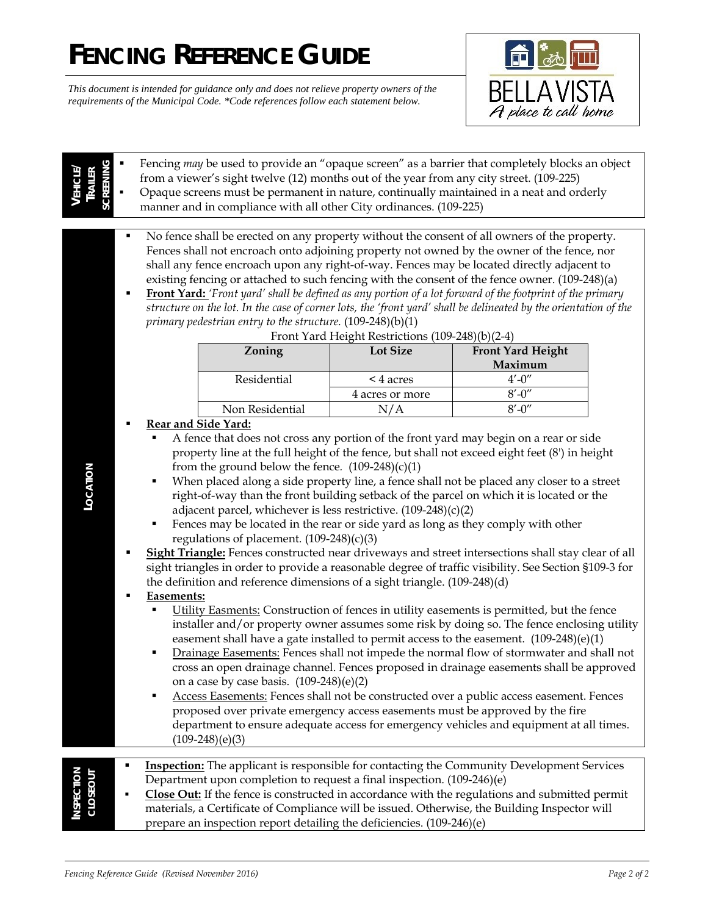# FENCING REFERENCE GUIDE

*This document is intended for guidance only and does not relieve property owners of the requirements of the Municipal Code. \*Code references follow each statement below.*

BELLA VISTA
*A place to call home*

## VEHICLE/ TRAILER SCREENING

- Fencing *may* be used to provide an "opaque screen" as a barrier that completely blocks an object from a viewer's sight twelve (12) months out of the year from any city street. (109-225)
- Opaque screens must be permanent in nature, continually maintained in a neat and orderly manner and in compliance with all other City ordinances. (109-225)

## LOCATION

- No fence shall be erected on any property without the consent of all owners of the property. Fences shall not encroach onto adjoining property not owned by the owner of the fence, nor shall any fence encroach upon any right-of-way. Fences may be located directly adjacent to existing fencing or attached to such fencing with the consent of the fence owner. (109-248)(a)
- **Front Yard:** *'Front yard' shall be defined as any portion of a lot forward of the footprint of the primary structure on the lot. In the case of corner lots, the 'front yard' shall be delineated by the orientation of the primary pedestrian entry to the structure.* (109-248)(b)(1)

Front Yard Height Restrictions (109-248)(b)(2-4)

| Zoning | Lot Size | Front Yard Height Maximum |
|---|---|---|
| Residential | < 4 acres | 4'-0" |
| | 4 acres or more | 8'-0" |
| Non Residential | N/A | 8'-0" |

- **Rear and Side Yard:**
  - A fence that does not cross any portion of the front yard may begin on a rear or side property line at the full height of the fence, but shall not exceed eight feet (8') in height from the ground below the fence. (109-248)(c)(1)
  - When placed along a side property line, a fence shall not be placed any closer to a street right-of-way than the front building setback of the parcel on which it is located or the adjacent parcel, whichever is less restrictive. (109-248)(c)(2)
  - Fences may be located in the rear or side yard as long as they comply with other regulations of placement. (109-248)(c)(3)
- **Sight Triangle:** Fences constructed near driveways and street intersections shall stay clear of all sight triangles in order to provide a reasonable degree of traffic visibility. See Section §109-3 for the definition and reference dimensions of a sight triangle. (109-248)(d)
- **Easements:**
  - Utility Easments: Construction of fences in utility easements is permitted, but the fence installer and/or property owner assumes some risk by doing so. The fence enclosing utility easement shall have a gate installed to permit access to the easement. (109-248)(e)(1)
  - Drainage Easements: Fences shall not impede the normal flow of stormwater and shall not cross an open drainage channel. Fences proposed in drainage easements shall be approved on a case by case basis. (109-248)(e)(2)
  - Access Easements: Fences shall not be constructed over a public access easement. Fences proposed over private emergency access easements must be approved by the fire department to ensure adequate access for emergency vehicles and equipment at all times. (109-248)(e)(3)

## INSPECTION CLOSEOUT

- **Inspection:** The applicant is responsible for contacting the Community Development Services Department upon completion to request a final inspection. (109-246)(e)
- **Close Out:** If the fence is constructed in accordance with the regulations and submitted permit materials, a Certificate of Compliance will be issued. Otherwise, the Building Inspector will prepare an inspection report detailing the deficiencies. (109-246)(e)

*Fencing Reference Guide (Revised November 2016)*